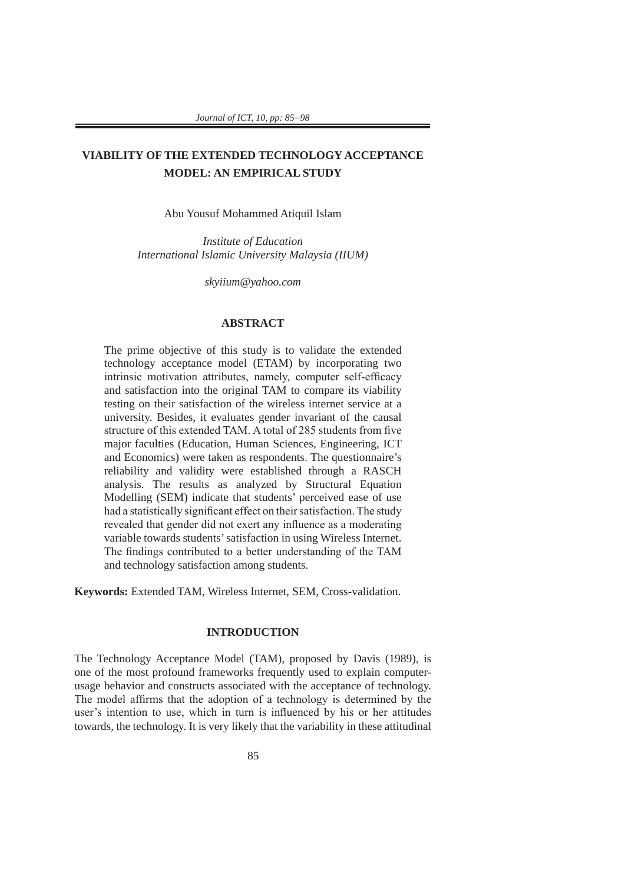# VIABILITY OF THE EXTENDED TECHNOLOGY ACCEPTANCE MODEL: AN EMPIRICAL STUDY

Abu Yousuf Mohammed Atiquil Islam

*Institute of Education*
*International Islamic University Malaysia (IIUM)*

*skyiium@yahoo.com*

## ABSTRACT

The prime objective of this study is to validate the extended technology acceptance model (ETAM) by incorporating two intrinsic motivation attributes, namely, computer self-efficacy and satisfaction into the original TAM to compare its viability testing on their satisfaction of the wireless internet service at a university. Besides, it evaluates gender invariant of the causal structure of this extended TAM. A total of 285 students from five major faculties (Education, Human Sciences, Engineering, ICT and Economics) were taken as respondents. The questionnaire's reliability and validity were established through a RASCH analysis. The results as analyzed by Structural Equation Modelling (SEM) indicate that students' perceived ease of use had a statistically significant effect on their satisfaction. The study revealed that gender did not exert any influence as a moderating variable towards students' satisfaction in using Wireless Internet. The findings contributed to a better understanding of the TAM and technology satisfaction among students.

**Keywords:** Extended TAM, Wireless Internet, SEM, Cross-validation.

## INTRODUCTION

The Technology Acceptance Model (TAM), proposed by Davis (1989), is one of the most profound frameworks frequently used to explain computer-usage behavior and constructs associated with the acceptance of technology. The model affirms that the adoption of a technology is determined by the user's intention to use, which in turn is influenced by his or her attitudes towards, the technology. It is very likely that the variability in these attitudinal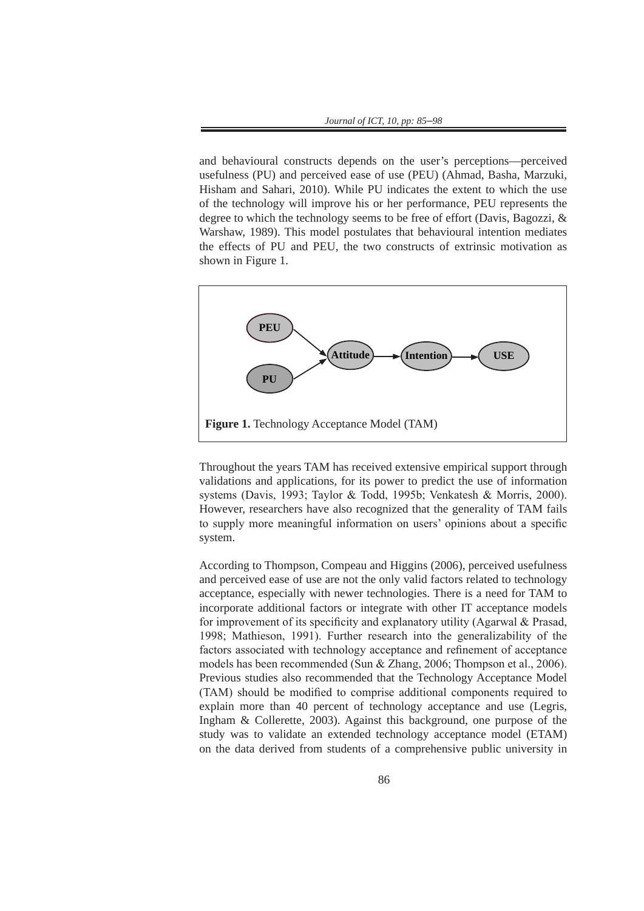and behavioural constructs depends on the user's perceptions—perceived usefulness (PU) and perceived ease of use (PEU) (Ahmad, Basha, Marzuki, Hisham and Sahari, 2010). While PU indicates the extent to which the use of the technology will improve his or her performance, PEU represents the degree to which the technology seems to be free of effort (Davis, Bagozzi, & Warshaw, 1989). This model postulates that behavioural intention mediates the effects of PU and PEU, the two constructs of extrinsic motivation as shown in Figure 1.

**Figure 1.** Technology Acceptance Model (TAM)

Throughout the years TAM has received extensive empirical support through validations and applications, for its power to predict the use of information systems (Davis, 1993; Taylor & Todd, 1995b; Venkatesh & Morris, 2000). However, researchers have also recognized that the generality of TAM fails to supply more meaningful information on users' opinions about a specific system.

According to Thompson, Compeau and Higgins (2006), perceived usefulness and perceived ease of use are not the only valid factors related to technology acceptance, especially with newer technologies. There is a need for TAM to incorporate additional factors or integrate with other IT acceptance models for improvement of its specificity and explanatory utility (Agarwal & Prasad, 1998; Mathieson, 1991). Further research into the generalizability of the factors associated with technology acceptance and refinement of acceptance models has been recommended (Sun & Zhang, 2006; Thompson et al., 2006). Previous studies also recommended that the Technology Acceptance Model (TAM) should be modified to comprise additional components required to explain more than 40 percent of technology acceptance and use (Legris, Ingham & Collerette, 2003). Against this background, one purpose of the study was to validate an extended technology acceptance model (ETAM) on the data derived from students of a comprehensive public university in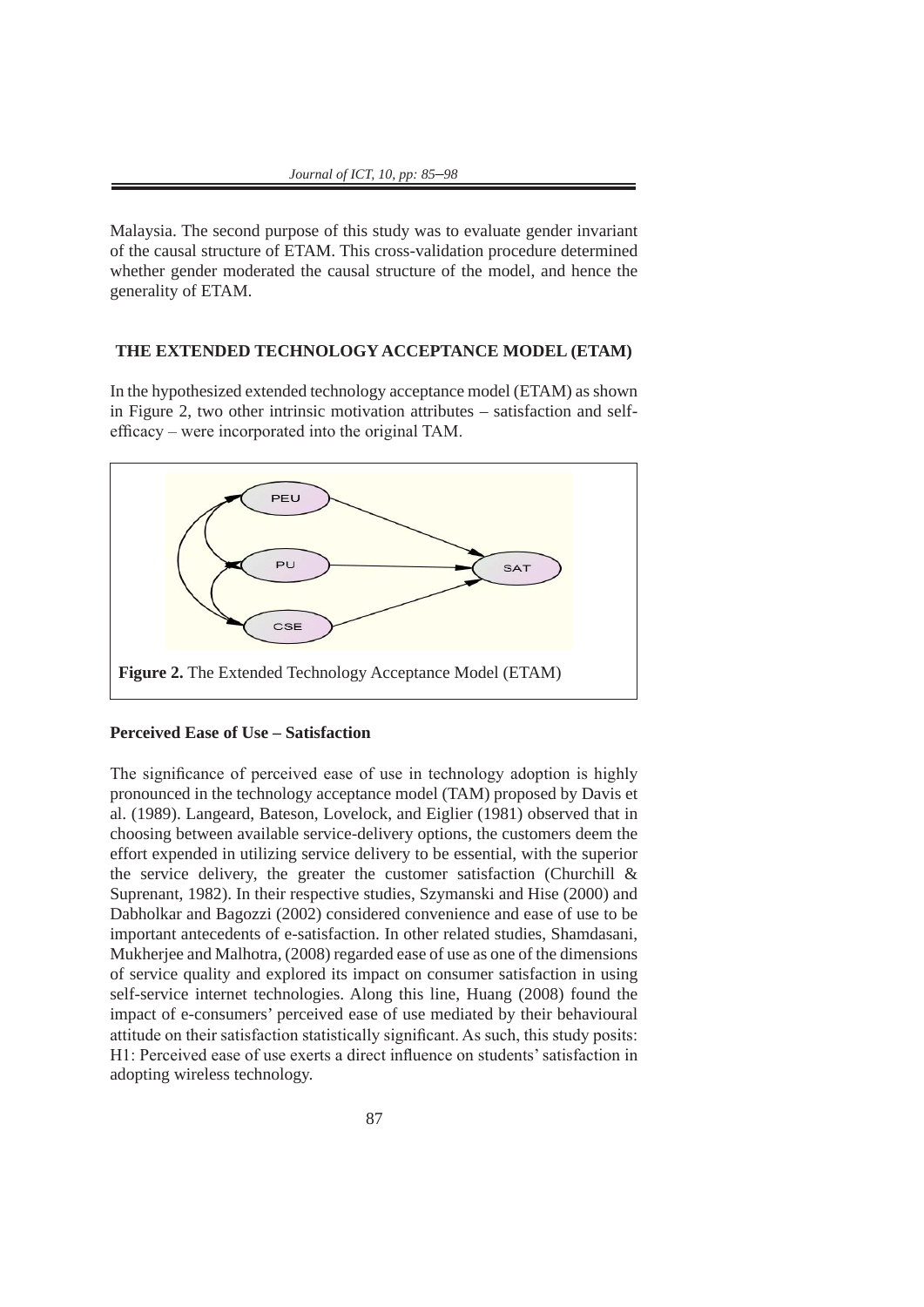Malaysia. The second purpose of this study was to evaluate gender invariant of the causal structure of ETAM. This cross-validation procedure determined whether gender moderated the causal structure of the model, and hence the generality of ETAM.

## THE EXTENDED TECHNOLOGY ACCEPTANCE MODEL (ETAM)

In the hypothesized extended technology acceptance model (ETAM) as shown in Figure 2, two other intrinsic motivation attributes – satisfaction and self-efficacy – were incorporated into the original TAM.

**Figure 2.** The Extended Technology Acceptance Model (ETAM)

### Perceived Ease of Use – Satisfaction

The significance of perceived ease of use in technology adoption is highly pronounced in the technology acceptance model (TAM) proposed by Davis et al. (1989). Langeard, Bateson, Lovelock, and Eiglier (1981) observed that in choosing between available service-delivery options, the customers deem the effort expended in utilizing service delivery to be essential, with the superior the service delivery, the greater the customer satisfaction (Churchill & Suprenant, 1982). In their respective studies, Szymanski and Hise (2000) and Dabholkar and Bagozzi (2002) considered convenience and ease of use to be important antecedents of e-satisfaction. In other related studies, Shamdasani, Mukherjee and Malhotra, (2008) regarded ease of use as one of the dimensions of service quality and explored its impact on consumer satisfaction in using self-service internet technologies. Along this line, Huang (2008) found the impact of e-consumers' perceived ease of use mediated by their behavioural attitude on their satisfaction statistically significant. As such, this study posits: H1: Perceived ease of use exerts a direct influence on students' satisfaction in adopting wireless technology.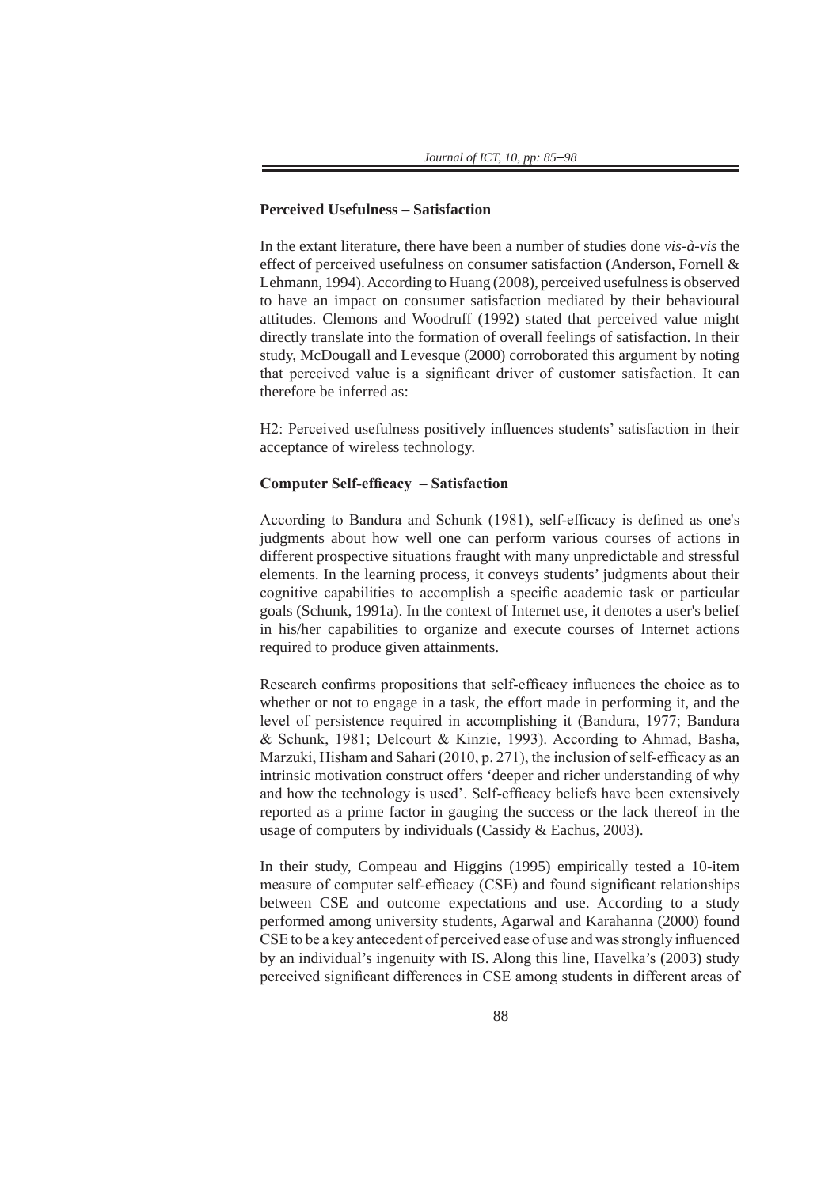### Perceived Usefulness – Satisfaction

In the extant literature, there have been a number of studies done *vis-à-vis* the effect of perceived usefulness on consumer satisfaction (Anderson, Fornell & Lehmann, 1994). According to Huang (2008), perceived usefulness is observed to have an impact on consumer satisfaction mediated by their behavioural attitudes. Clemons and Woodruff (1992) stated that perceived value might directly translate into the formation of overall feelings of satisfaction. In their study, McDougall and Levesque (2000) corroborated this argument by noting that perceived value is a significant driver of customer satisfaction. It can therefore be inferred as:

H2: Perceived usefulness positively influences students' satisfaction in their acceptance of wireless technology.

### Computer Self-efficacy – Satisfaction

According to Bandura and Schunk (1981), self-efficacy is defined as one's judgments about how well one can perform various courses of actions in different prospective situations fraught with many unpredictable and stressful elements. In the learning process, it conveys students' judgments about their cognitive capabilities to accomplish a specific academic task or particular goals (Schunk, 1991a). In the context of Internet use, it denotes a user's belief in his/her capabilities to organize and execute courses of Internet actions required to produce given attainments.

Research confirms propositions that self-efficacy influences the choice as to whether or not to engage in a task, the effort made in performing it, and the level of persistence required in accomplishing it (Bandura, 1977; Bandura & Schunk, 1981; Delcourt & Kinzie, 1993). According to Ahmad, Basha, Marzuki, Hisham and Sahari (2010, p. 271), the inclusion of self-efficacy as an intrinsic motivation construct offers 'deeper and richer understanding of why and how the technology is used'. Self-efficacy beliefs have been extensively reported as a prime factor in gauging the success or the lack thereof in the usage of computers by individuals (Cassidy & Eachus, 2003).

In their study, Compeau and Higgins (1995) empirically tested a 10-item measure of computer self-efficacy (CSE) and found significant relationships between CSE and outcome expectations and use. According to a study performed among university students, Agarwal and Karahanna (2000) found CSE to be a key antecedent of perceived ease of use and was strongly influenced by an individual's ingenuity with IS. Along this line, Havelka's (2003) study perceived significant differences in CSE among students in different areas of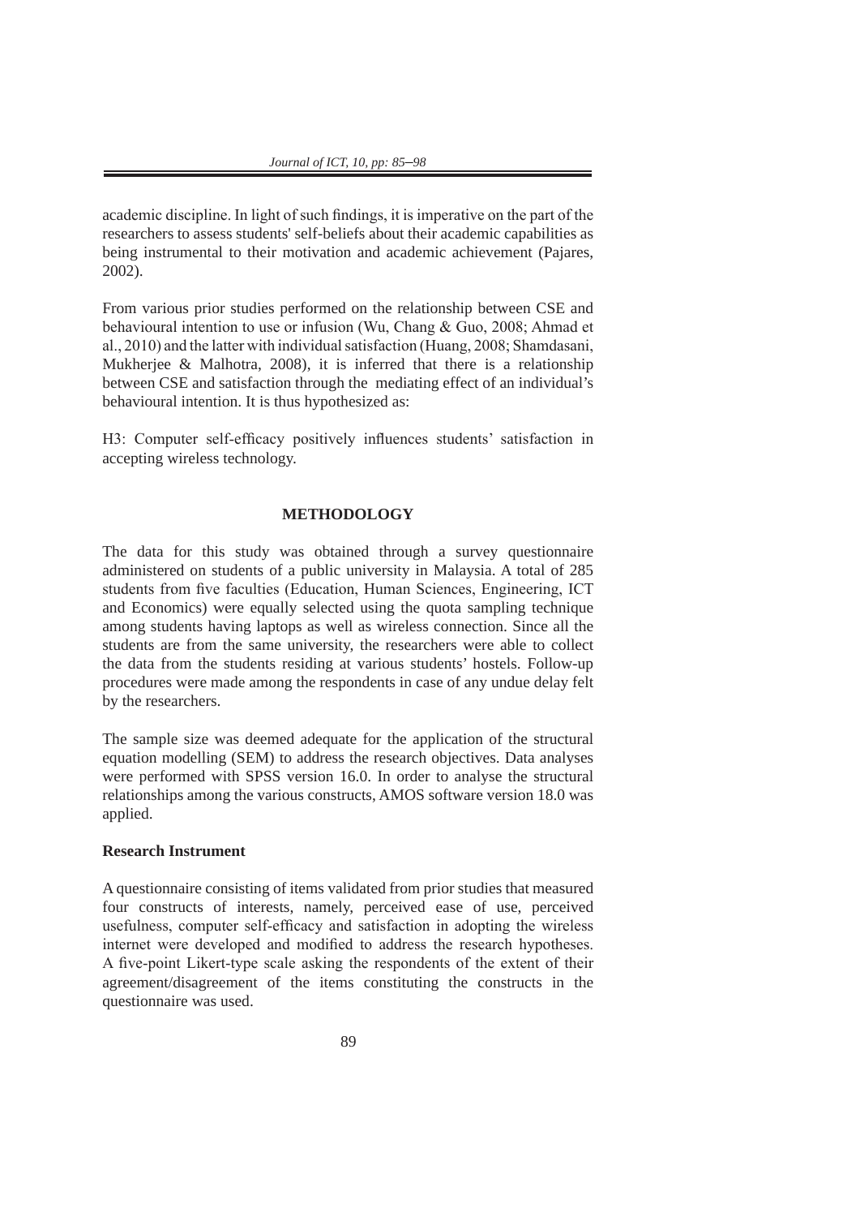academic discipline. In light of such findings, it is imperative on the part of the researchers to assess students' self-beliefs about their academic capabilities as being instrumental to their motivation and academic achievement (Pajares, 2002).

From various prior studies performed on the relationship between CSE and behavioural intention to use or infusion (Wu, Chang & Guo, 2008; Ahmad et al., 2010) and the latter with individual satisfaction (Huang, 2008; Shamdasani, Mukherjee & Malhotra, 2008), it is inferred that there is a relationship between CSE and satisfaction through the mediating effect of an individual's behavioural intention. It is thus hypothesized as:

H3: Computer self-efficacy positively influences students' satisfaction in accepting wireless technology.

## METHODOLOGY

The data for this study was obtained through a survey questionnaire administered on students of a public university in Malaysia. A total of 285 students from five faculties (Education, Human Sciences, Engineering, ICT and Economics) were equally selected using the quota sampling technique among students having laptops as well as wireless connection. Since all the students are from the same university, the researchers were able to collect the data from the students residing at various students' hostels. Follow-up procedures were made among the respondents in case of any undue delay felt by the researchers.

The sample size was deemed adequate for the application of the structural equation modelling (SEM) to address the research objectives. Data analyses were performed with SPSS version 16.0. In order to analyse the structural relationships among the various constructs, AMOS software version 18.0 was applied.

### Research Instrument

A questionnaire consisting of items validated from prior studies that measured four constructs of interests, namely, perceived ease of use, perceived usefulness, computer self-efficacy and satisfaction in adopting the wireless internet were developed and modified to address the research hypotheses. A five-point Likert-type scale asking the respondents of the extent of their agreement/disagreement of the items constituting the constructs in the questionnaire was used.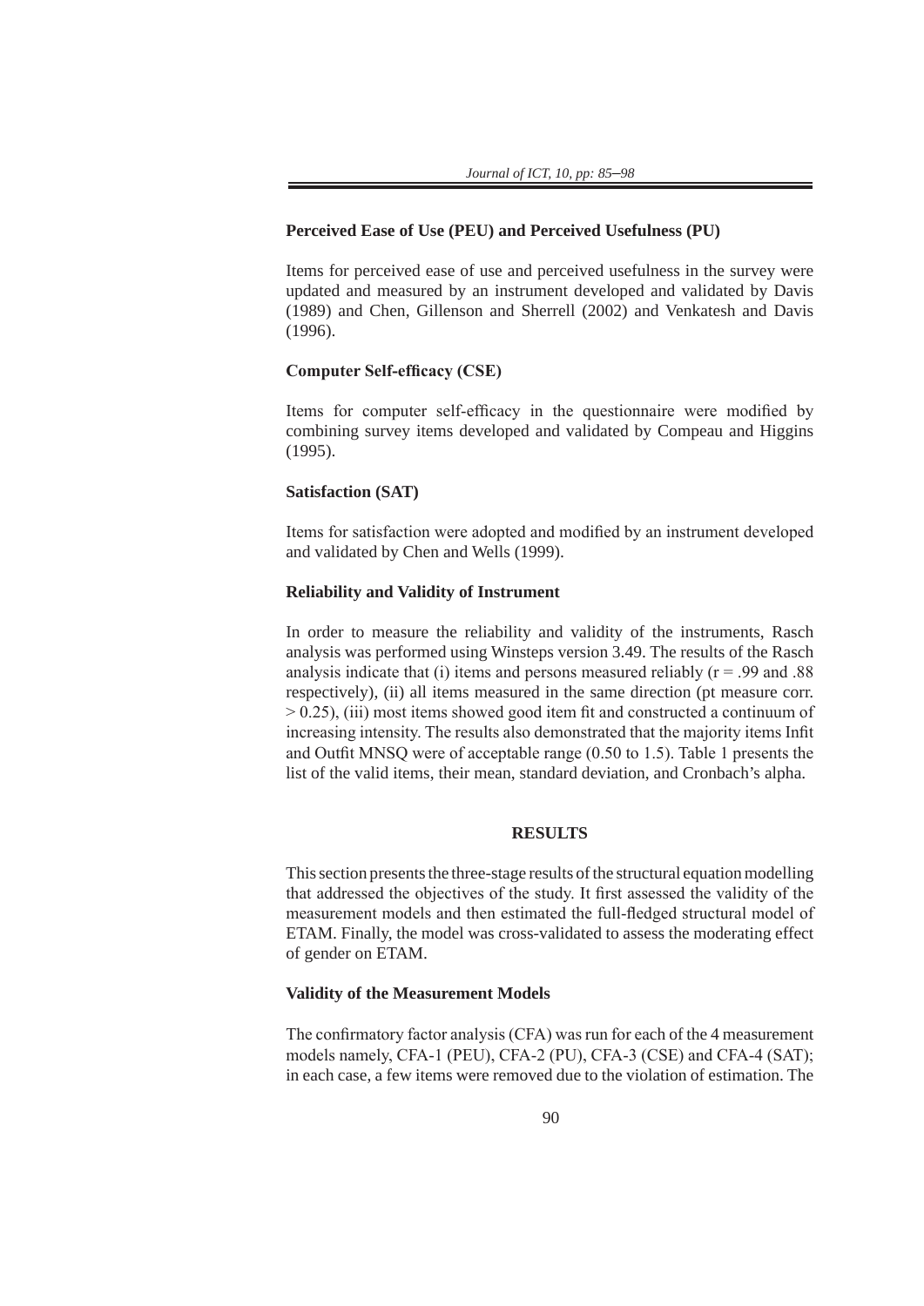### Perceived Ease of Use (PEU) and Perceived Usefulness (PU)

Items for perceived ease of use and perceived usefulness in the survey were updated and measured by an instrument developed and validated by Davis (1989) and Chen, Gillenson and Sherrell (2002) and Venkatesh and Davis (1996).

### Computer Self-efficacy (CSE)

Items for computer self-efficacy in the questionnaire were modified by combining survey items developed and validated by Compeau and Higgins (1995).

### Satisfaction (SAT)

Items for satisfaction were adopted and modified by an instrument developed and validated by Chen and Wells (1999).

### Reliability and Validity of Instrument

In order to measure the reliability and validity of the instruments, Rasch analysis was performed using Winsteps version 3.49. The results of the Rasch analysis indicate that (i) items and persons measured reliably ($r = .99$ and $.88$ respectively), (ii) all items measured in the same direction (pt measure corr. $> 0.25$), (iii) most items showed good item fit and constructed a continuum of increasing intensity. The results also demonstrated that the majority items Infit and Outfit MNSQ were of acceptable range (0.50 to 1.5). Table 1 presents the list of the valid items, their mean, standard deviation, and Cronbach's alpha.

## RESULTS

This section presents the three-stage results of the structural equation modelling that addressed the objectives of the study. It first assessed the validity of the measurement models and then estimated the full-fledged structural model of ETAM. Finally, the model was cross-validated to assess the moderating effect of gender on ETAM.

### Validity of the Measurement Models

The confirmatory factor analysis (CFA) was run for each of the 4 measurement models namely, CFA-1 (PEU), CFA-2 (PU), CFA-3 (CSE) and CFA-4 (SAT); in each case, a few items were removed due to the violation of estimation. The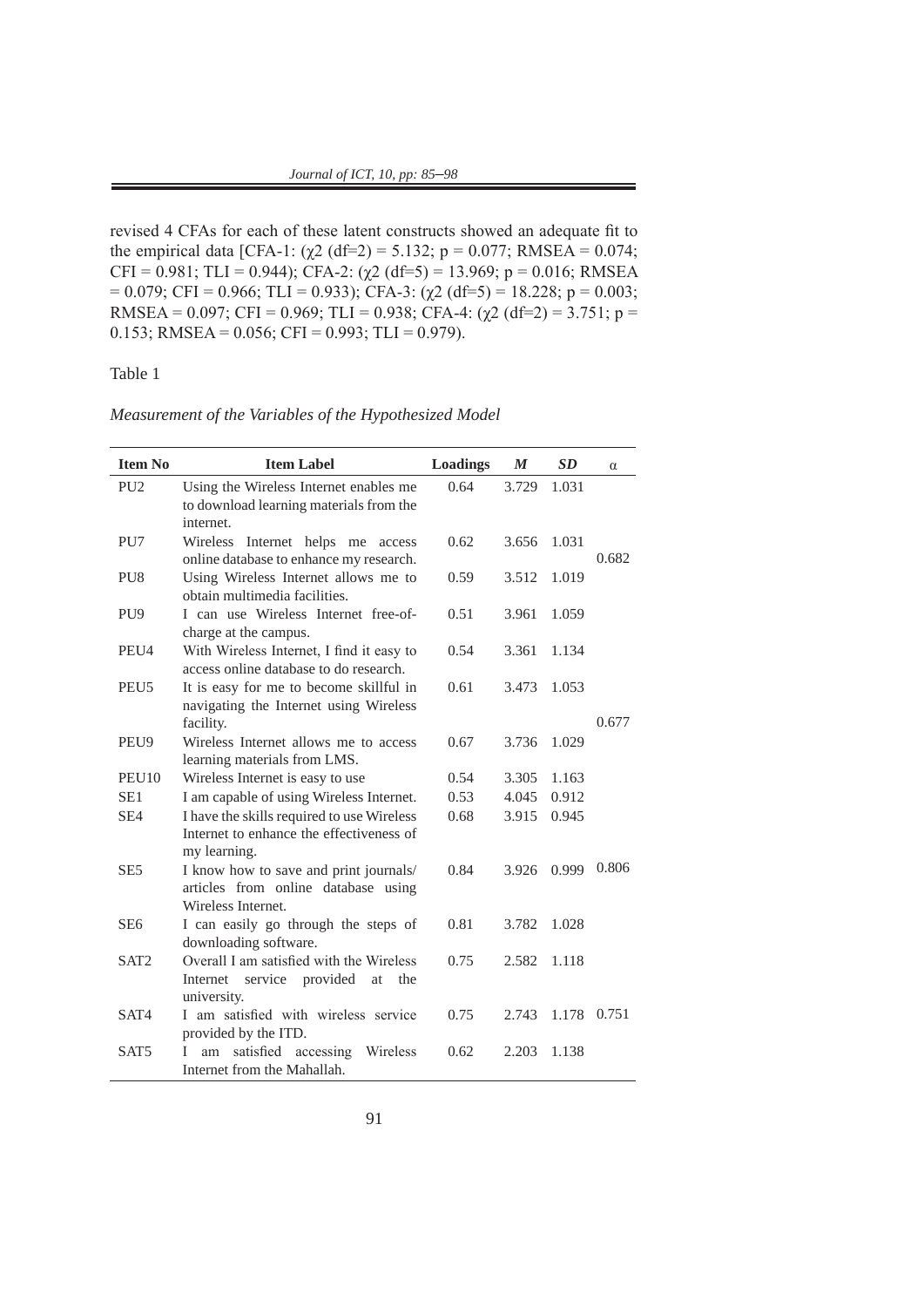revised 4 CFAs for each of these latent constructs showed an adequate fit to the empirical data [CFA-1: ($\chi^2$ (df=2) = 5.132; p = 0.077; RMSEA = 0.074; CFI = 0.981; TLI = 0.944); CFA-2: ($\chi^2$ (df=5) = 13.969; p = 0.016; RMSEA = 0.079; CFI = 0.966; TLI = 0.933); CFA-3: ($\chi^2$ (df=5) = 18.228; p = 0.003; RMSEA = 0.097; CFI = 0.969; TLI = 0.938; CFA-4: ($\chi^2$ (df=2) = 3.751; p = 0.153; RMSEA = 0.056; CFI = 0.993; TLI = 0.979).

Table 1

*Measurement of the Variables of the Hypothesized Model*

| Item No | Item Label | Loadings | *M* | *SD* | α |
|---|---|---|---|---|---|
| PU2 | Using the Wireless Internet enables me to download learning materials from the internet. | 0.64 | 3.729 | 1.031 | |
| PU7 | Wireless Internet helps me access online database to enhance my research. | 0.62 | 3.656 | 1.031 | 0.682 |
| PU8 | Using Wireless Internet allows me to obtain multimedia facilities. | 0.59 | 3.512 | 1.019 | |
| PU9 | I can use Wireless Internet free-of-charge at the campus. | 0.51 | 3.961 | 1.059 | |
| PEU4 | With Wireless Internet, I find it easy to access online database to do research. | 0.54 | 3.361 | 1.134 | |
| PEU5 | It is easy for me to become skillful in navigating the Internet using Wireless facility. | 0.61 | 3.473 | 1.053 | 0.677 |
| PEU9 | Wireless Internet allows me to access learning materials from LMS. | 0.67 | 3.736 | 1.029 | |
| PEU10 | Wireless Internet is easy to use | 0.54 | 3.305 | 1.163 | |
| SE1 | I am capable of using Wireless Internet. | 0.53 | 4.045 | 0.912 | |
| SE4 | I have the skills required to use Wireless Internet to enhance the effectiveness of my learning. | 0.68 | 3.915 | 0.945 | |
| SE5 | I know how to save and print journals/ articles from online database using Wireless Internet. | 0.84 | 3.926 | 0.999 | 0.806 |
| SE6 | I can easily go through the steps of downloading software. | 0.81 | 3.782 | 1.028 | |
| SAT2 | Overall I am satisfied with the Wireless Internet service provided at the university. | 0.75 | 2.582 | 1.118 | |
| SAT4 | I am satisfied with wireless service provided by the ITD. | 0.75 | 2.743 | 1.178 | 0.751 |
| SAT5 | I am satisfied accessing Wireless Internet from the Mahallah. | 0.62 | 2.203 | 1.138 | |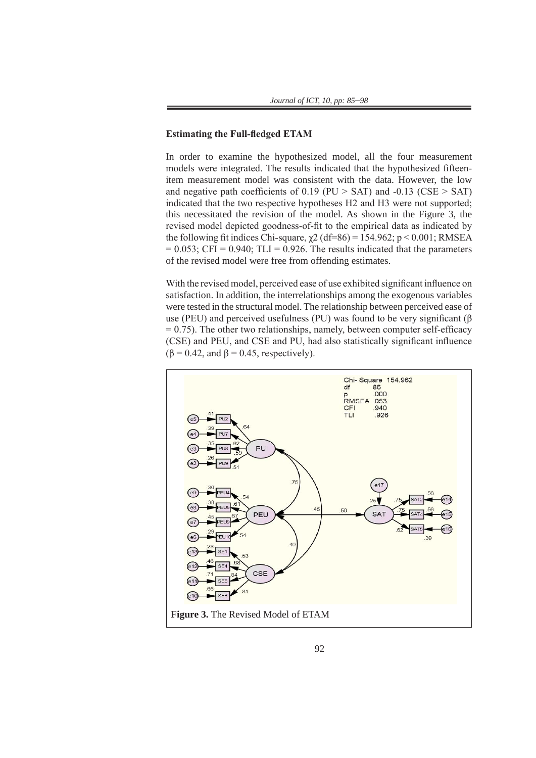### Estimating the Full-fledged ETAM

In order to examine the hypothesized model, all the four measurement models were integrated. The results indicated that the hypothesized fifteen-item measurement model was consistent with the data. However, the low and negative path coefficients of 0.19 (PU > SAT) and -0.13 (CSE > SAT) indicated that the two respective hypotheses H2 and H3 were not supported; this necessitated the revision of the model. As shown in the Figure 3, the revised model depicted goodness-of-fit to the empirical data as indicated by the following fit indices Chi-square, $\chi 2$ (df=86) = 154.962; $p < 0.001$; RMSEA = 0.053; CFI = 0.940; TLI = 0.926. The results indicated that the parameters of the revised model were free from offending estimates.

With the revised model, perceived ease of use exhibited significant influence on satisfaction. In addition, the interrelationships among the exogenous variables were tested in the structural model. The relationship between perceived ease of use (PEU) and perceived usefulness (PU) was found to be very significant ($\beta = 0.75$). The other two relationships, namely, between computer self-efficacy (CSE) and PEU, and CSE and PU, had also statistically significant influence ($\beta = 0.42$, and $\beta = 0.45$, respectively).

**Figure 3.** The Revised Model of ETAM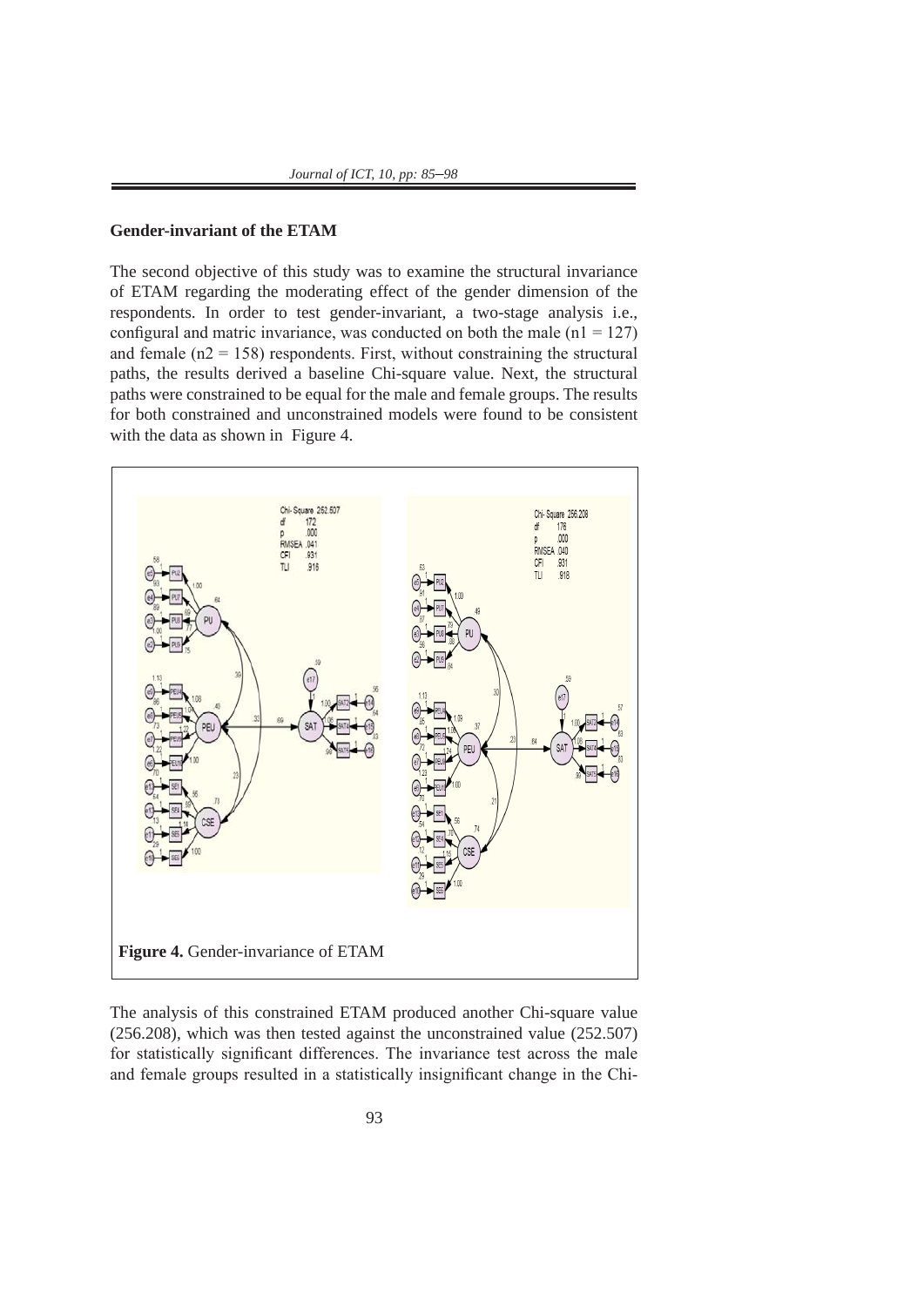**Gender-invariant of the ETAM**

The second objective of this study was to examine the structural invariance of ETAM regarding the moderating effect of the gender dimension of the respondents. In order to test gender-invariant, a two-stage analysis i.e., configural and matric invariance, was conducted on both the male ($n1 = 127$) and female ($n2 = 158$) respondents. First, without constraining the structural paths, the results derived a baseline Chi-square value. Next, the structural paths were constrained to be equal for the male and female groups. The results for both constrained and unconstrained models were found to be consistent with the data as shown in Figure 4.

**Figure 4.** Gender-invariance of ETAM

The analysis of this constrained ETAM produced another Chi-square value (256.208), which was then tested against the unconstrained value (252.507) for statistically significant differences. The invariance test across the male and female groups resulted in a statistically insignificant change in the Chi-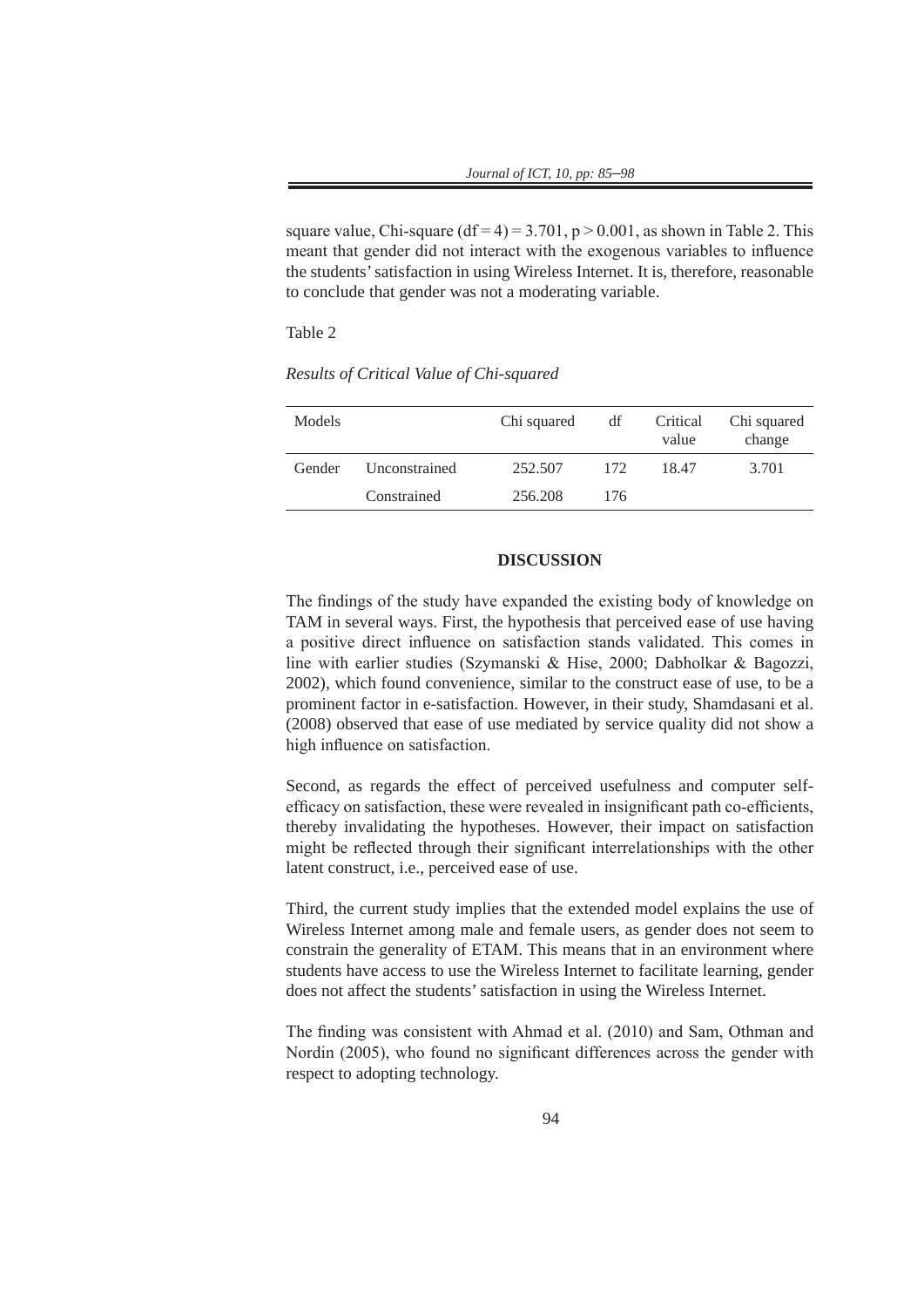square value, Chi-square ($df = 4$) = 3.701, $p > 0.001$, as shown in Table 2. This meant that gender did not interact with the exogenous variables to influence the students' satisfaction in using Wireless Internet. It is, therefore, reasonable to conclude that gender was not a moderating variable.

Table 2

*Results of Critical Value of Chi-squared*

| Models | | Chi squared | df | Critical value | Chi squared change |
|---|---|---|---|---|---|
| Gender | Unconstrained | 252.507 | 172 | 18.47 | 3.701 |
| | Constrained | 256.208 | 176 | | |

## DISCUSSION

The findings of the study have expanded the existing body of knowledge on TAM in several ways. First, the hypothesis that perceived ease of use having a positive direct influence on satisfaction stands validated. This comes in line with earlier studies (Szymanski & Hise, 2000; Dabholkar & Bagozzi, 2002), which found convenience, similar to the construct ease of use, to be a prominent factor in e-satisfaction. However, in their study, Shamdasani et al. (2008) observed that ease of use mediated by service quality did not show a high influence on satisfaction.

Second, as regards the effect of perceived usefulness and computer self-efficacy on satisfaction, these were revealed in insignificant path co-efficients, thereby invalidating the hypotheses. However, their impact on satisfaction might be reflected through their significant interrelationships with the other latent construct, i.e., perceived ease of use.

Third, the current study implies that the extended model explains the use of Wireless Internet among male and female users, as gender does not seem to constrain the generality of ETAM. This means that in an environment where students have access to use the Wireless Internet to facilitate learning, gender does not affect the students' satisfaction in using the Wireless Internet.

The finding was consistent with Ahmad et al. (2010) and Sam, Othman and Nordin (2005), who found no significant differences across the gender with respect to adopting technology.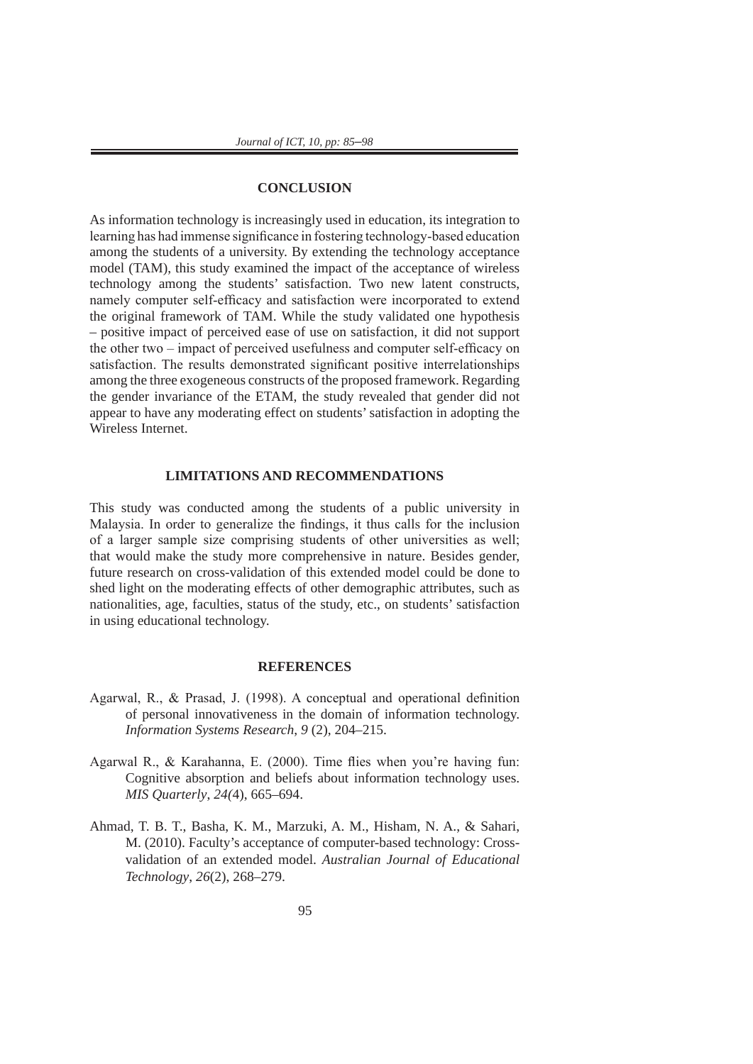## CONCLUSION

As information technology is increasingly used in education, its integration to learning has had immense significance in fostering technology-based education among the students of a university. By extending the technology acceptance model (TAM), this study examined the impact of the acceptance of wireless technology among the students' satisfaction. Two new latent constructs, namely computer self-efficacy and satisfaction were incorporated to extend the original framework of TAM. While the study validated one hypothesis – positive impact of perceived ease of use on satisfaction, it did not support the other two – impact of perceived usefulness and computer self-efficacy on satisfaction. The results demonstrated significant positive interrelationships among the three exogeneous constructs of the proposed framework. Regarding the gender invariance of the ETAM, the study revealed that gender did not appear to have any moderating effect on students' satisfaction in adopting the Wireless Internet.

## LIMITATIONS AND RECOMMENDATIONS

This study was conducted among the students of a public university in Malaysia. In order to generalize the findings, it thus calls for the inclusion of a larger sample size comprising students of other universities as well; that would make the study more comprehensive in nature. Besides gender, future research on cross-validation of this extended model could be done to shed light on the moderating effects of other demographic attributes, such as nationalities, age, faculties, status of the study, etc., on students' satisfaction in using educational technology.

## REFERENCES

Agarwal, R., & Prasad, J. (1998). A conceptual and operational definition of personal innovativeness in the domain of information technology. *Information Systems Research*, *9* (2), 204–215.

Agarwal R., & Karahanna, E. (2000). Time flies when you're having fun: Cognitive absorption and beliefs about information technology uses. *MIS Quarterly*, *24(*4), 665–694.

Ahmad, T. B. T., Basha, K. M., Marzuki, A. M., Hisham, N. A., & Sahari, M. (2010). Faculty's acceptance of computer-based technology: Cross-validation of an extended model. *Australian Journal of Educational Technology*, *26*(2), 268–279.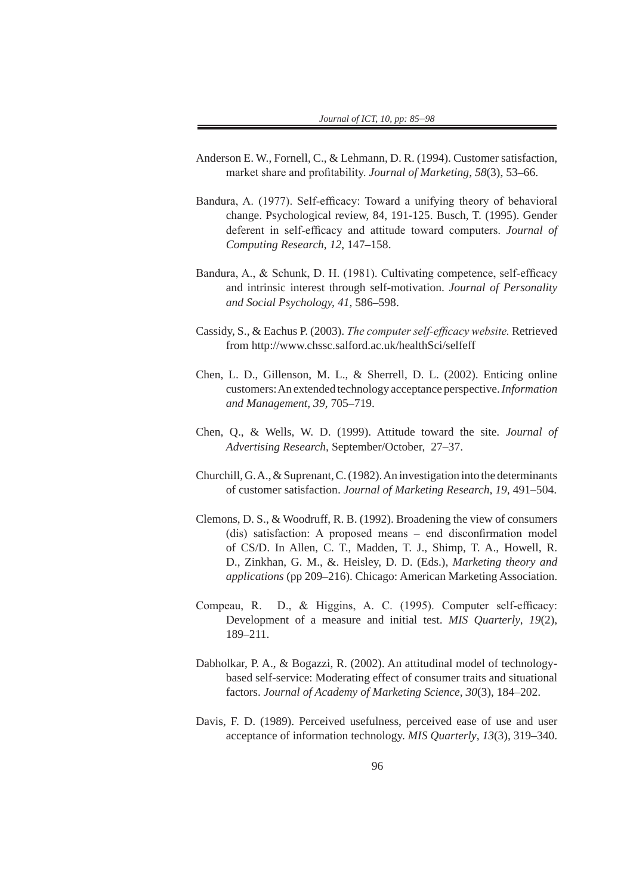Anderson E. W., Fornell, C., & Lehmann, D. R. (1994). Customer satisfaction, market share and profitability. *Journal of Marketing*, *58*(3), 53–66.

Bandura, A. (1977). Self-efficacy: Toward a unifying theory of behavioral change. Psychological review, 84, 191-125. Busch, T. (1995). Gender deferent in self-efficacy and attitude toward computers. *Journal of Computing Research*, *12*, 147–158.

Bandura, A., & Schunk, D. H. (1981). Cultivating competence, self-efficacy and intrinsic interest through self-motivation. *Journal of Personality and Social Psychology, 41*, 586–598.

Cassidy, S., & Eachus P. (2003). *The computer self-efficacy website.* Retrieved from http://www.chssc.salford.ac.uk/healthSci/selfeff

Chen, L. D., Gillenson, M. L., & Sherrell, D. L. (2002). Enticing online customers: An extended technology acceptance perspective. *Information and Management, 39*, 705–719.

Chen, Q., & Wells, W. D. (1999). Attitude toward the site. *Journal of Advertising Research*, September/October, 27–37.

Churchill, G. A., & Suprenant, C. (1982). An investigation into the determinants of customer satisfaction. *Journal of Marketing Research*, *19*, 491–504.

Clemons, D. S., & Woodruff, R. B. (1992). Broadening the view of consumers (dis) satisfaction: A proposed means – end disconfirmation model of CS/D. In Allen, C. T., Madden, T. J., Shimp, T. A., Howell, R. D., Zinkhan, G. M., &. Heisley, D. D. (Eds.), *Marketing theory and applications* (pp 209–216). Chicago: American Marketing Association.

Compeau, R. D., & Higgins, A. C. (1995). Computer self-efficacy: Development of a measure and initial test. *MIS Quarterly*, *19*(2), 189–211.

Dabholkar, P. A., & Bogazzi, R. (2002). An attitudinal model of technology-based self-service: Moderating effect of consumer traits and situational factors. *Journal of Academy of Marketing Science*, *30*(3), 184–202.

Davis, F. D. (1989). Perceived usefulness, perceived ease of use and user acceptance of information technology. *MIS Quarterly*, *13*(3), 319–340.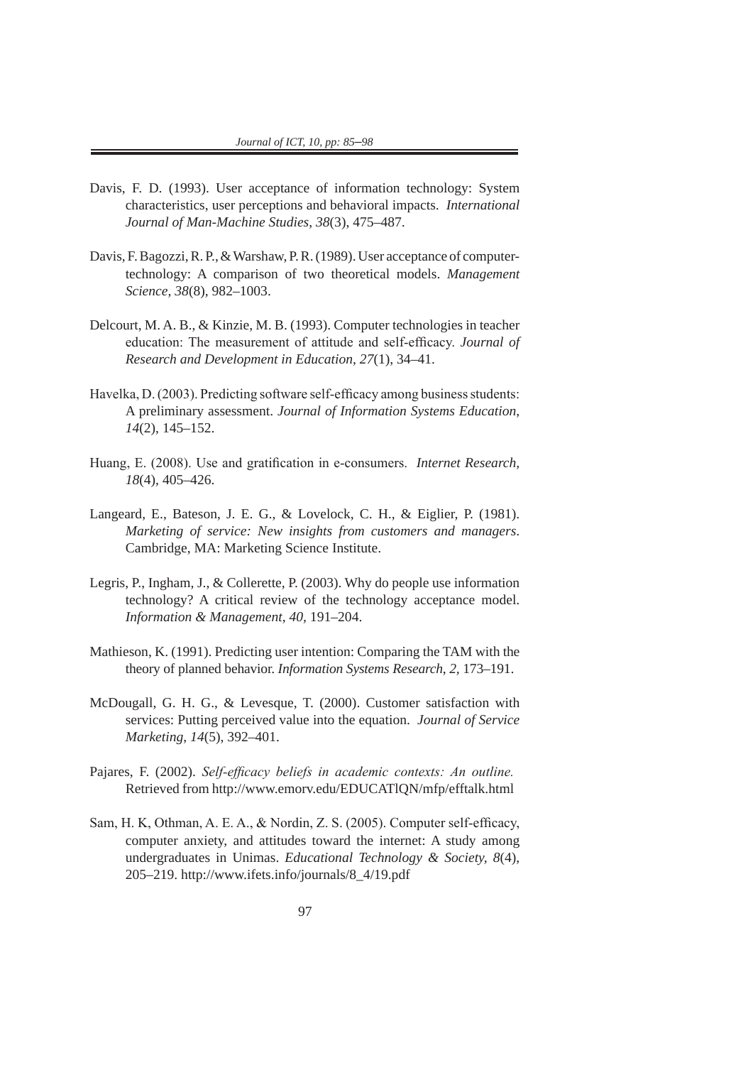Davis, F. D. (1993). User acceptance of information technology: System characteristics, user perceptions and behavioral impacts. *International Journal of Man-Machine Studies*, *38*(3), 475–487.

Davis, F. Bagozzi, R. P., & Warshaw, P. R. (1989). User acceptance of computer-technology: A comparison of two theoretical models. *Management Science*, *38*(8), 982–1003.

Delcourt, M. A. B., & Kinzie, M. B. (1993). Computer technologies in teacher education: The measurement of attitude and self-efficacy. *Journal of Research and Development in Education, 27*(1), 34–41.

Havelka, D. (2003). Predicting software self-efficacy among business students: A preliminary assessment. *Journal of Information Systems Education*, *14*(2), 145–152.

Huang, E. (2008). Use and gratification in e-consumers. *Internet Research, 18*(4), 405–426.

Langeard, E., Bateson, J. E. G., & Lovelock, C. H., & Eiglier, P. (1981). *Marketing of service: New insights from customers and managers*. Cambridge, MA: Marketing Science Institute.

Legris, P., Ingham, J., & Collerette, P. (2003). Why do people use information technology? A critical review of the technology acceptance model. *Information & Management*, *40*, 191–204.

Mathieson, K. (1991). Predicting user intention: Comparing the TAM with the theory of planned behavior. *Information Systems Research*, *2,* 173–191.

McDougall, G. H. G., & Levesque, T. (2000). Customer satisfaction with services: Putting perceived value into the equation. *Journal of Service Marketing, 14*(5), 392–401.

Pajares, F. (2002). *Self-efficacy beliefs in academic contexts: An outline.* Retrieved from http://www.emorv.edu/EDUCATlQN/mfp/efftalk.html

Sam, H. K, Othman, A. E. A., & Nordin, Z. S. (2005). Computer self-efficacy, computer anxiety, and attitudes toward the internet: A study among undergraduates in Unimas. *Educational Technology & Society, 8*(4), 205–219. http://www.ifets.info/journals/8_4/19.pdf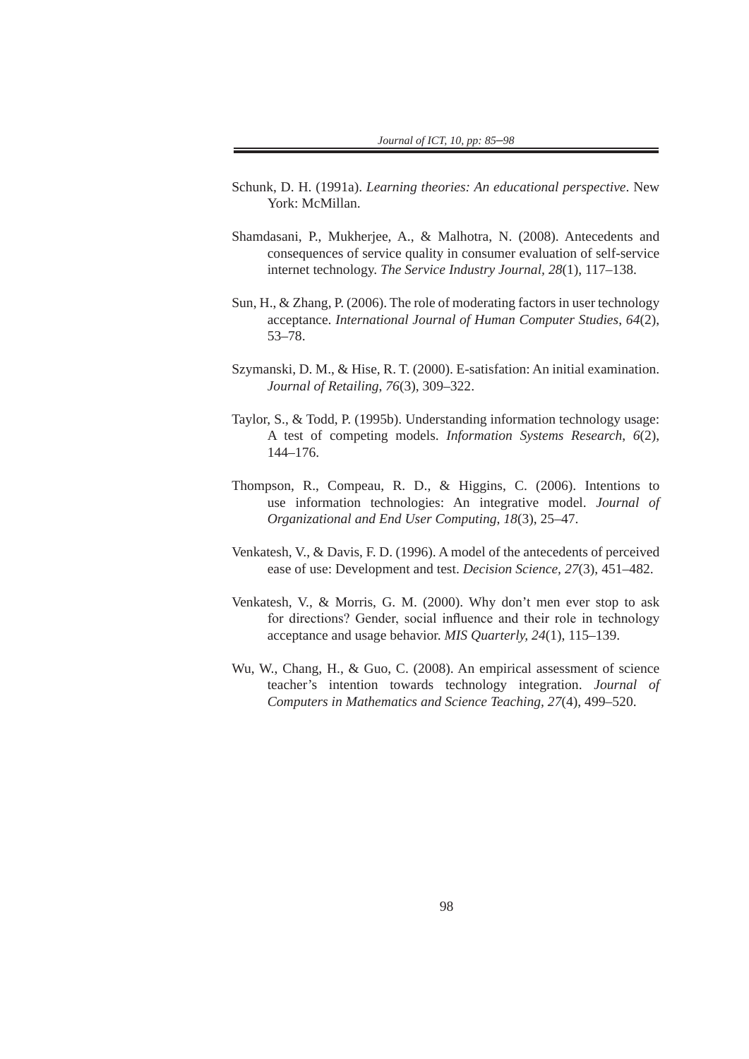Schunk, D. H. (1991a). *Learning theories: An educational perspective*. New York: McMillan.

Shamdasani, P., Mukherjee, A., & Malhotra, N. (2008). Antecedents and consequences of service quality in consumer evaluation of self-service internet technology. *The Service Industry Journal, 28*(1), 117–138.

Sun, H., & Zhang, P. (2006). The role of moderating factors in user technology acceptance. *International Journal of Human Computer Studies, 64*(2), 53–78.

Szymanski, D. M., & Hise, R. T. (2000). E-satisfation: An initial examination. *Journal of Retailing, 76*(3), 309–322.

Taylor, S., & Todd, P. (1995b). Understanding information technology usage: A test of competing models. *Information Systems Research, 6*(2), 144–176.

Thompson, R., Compeau, R. D., & Higgins, C. (2006). Intentions to use information technologies: An integrative model. *Journal of Organizational and End User Computing, 18*(3), 25–47.

Venkatesh, V., & Davis, F. D. (1996). A model of the antecedents of perceived ease of use: Development and test. *Decision Science, 27*(3), 451–482.

Venkatesh, V., & Morris, G. M. (2000). Why don't men ever stop to ask for directions? Gender, social influence and their role in technology acceptance and usage behavior. *MIS Quarterly, 24*(1), 115–139.

Wu, W., Chang, H., & Guo, C. (2008). An empirical assessment of science teacher's intention towards technology integration. *Journal of Computers in Mathematics and Science Teaching, 27*(4), 499–520.